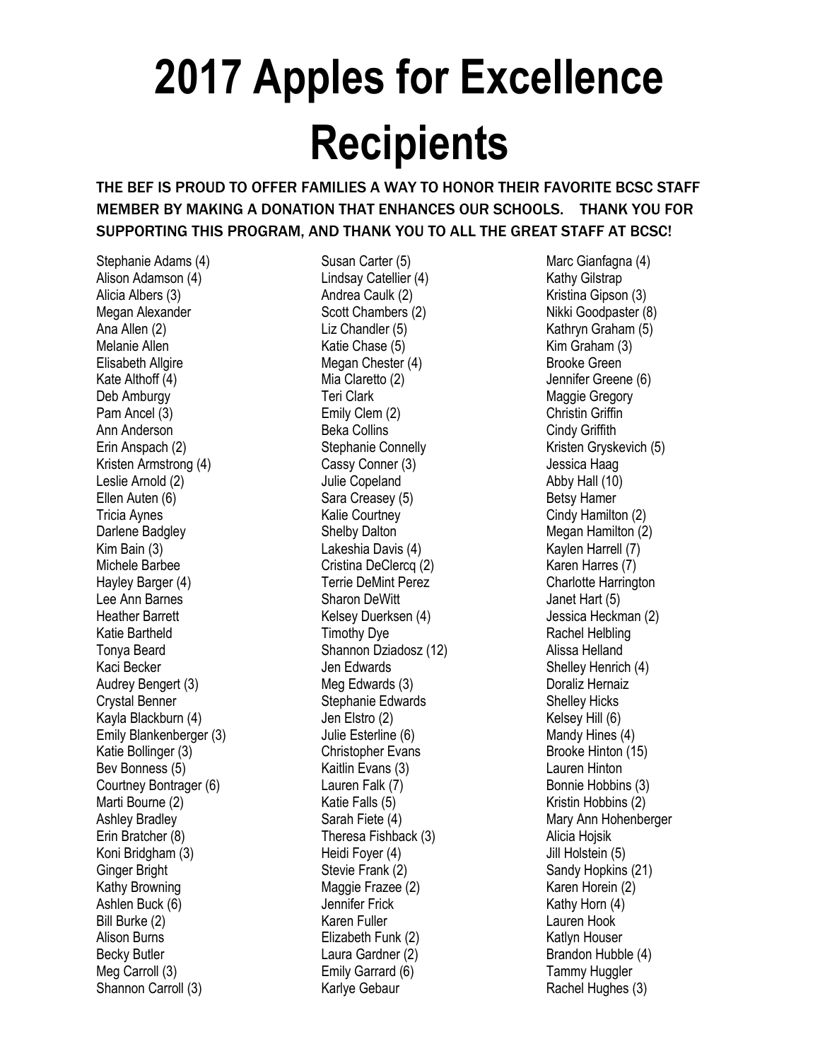# 2017 Apples for Excellence Recipients

THE BEF IS PROUD TO OFFER FAMILIES A WAY TO HONOR THEIR FAVORITE BCSC STAFF MEMBER BY MAKING A DONATION THAT ENHANCES OUR SCHOOLS. THANK YOU FOR SUPPORTING THIS PROGRAM, AND THANK YOU TO ALL THE GREAT STAFF AT BCSC!

Stephanie Adams (4)
Alison Adamson (4)
Alicia Albers (3)
Megan Alexander
Ana Allen (2)
Melanie Allen
Elisabeth Allgire
Kate Althoff (4)
Deb Amburgy
Pam Ancel (3)
Ann Anderson
Erin Anspach (2)
Kristen Armstrong (4)
Leslie Arnold (2)
Ellen Auten (6)
Tricia Aynes
Darlene Badgley
Kim Bain (3)
Michele Barbee
Hayley Barger (4)
Lee Ann Barnes
Heather Barrett
Katie Bartheld
Tonya Beard
Kaci Becker
Audrey Bengert (3)
Crystal Benner
Kayla Blackburn (4)
Emily Blankenberger (3)
Katie Bollinger (3)
Bev Bonness (5)
Courtney Bontrager (6)
Marti Bourne (2)
Ashley Bradley
Erin Bratcher (8)
Koni Bridgham (3)
Ginger Bright
Kathy Browning
Ashlen Buck (6)
Bill Burke (2)
Alison Burns
Becky Butler
Meg Carroll (3)
Shannon Carroll (3)
Susan Carter (5)
Lindsay Catellier (4)
Andrea Caulk (2)
Scott Chambers (2)
Liz Chandler (5)
Katie Chase (5)
Megan Chester (4)
Mia Claretto (2)
Teri Clark
Emily Clem (2)
Beka Collins
Stephanie Connelly
Cassy Conner (3)
Julie Copeland
Sara Creasey (5)
Kalie Courtney
Shelby Dalton
Lakeshia Davis (4)
Cristina DeClercq (2)
Terrie DeMint Perez
Sharon DeWitt
Kelsey Duerksen (4)
Timothy Dye
Shannon Dziadosz (12)
Jen Edwards
Meg Edwards (3)
Stephanie Edwards
Jen Elstro (2)
Julie Esterline (6)
Christopher Evans
Kaitlin Evans (3)
Lauren Falk (7)
Katie Falls (5)
Sarah Fiete (4)
Theresa Fishback (3)
Heidi Foyer (4)
Stevie Frank (2)
Maggie Frazee (2)
Jennifer Frick
Karen Fuller
Elizabeth Funk (2)
Laura Gardner (2)
Emily Garrard (6)
Karlye Gebaur
Marc Gianfagna (4)
Kathy Gilstrap
Kristina Gipson (3)
Nikki Goodpaster (8)
Kathryn Graham (5)
Kim Graham (3)
Brooke Green
Jennifer Greene (6)
Maggie Gregory
Christin Griffin
Cindy Griffith
Kristen Gryskevich (5)
Jessica Haag
Abby Hall (10)
Betsy Hamer
Cindy Hamilton (2)
Megan Hamilton (2)
Kaylen Harrell (7)
Karen Harres (7)
Charlotte Harrington
Janet Hart (5)
Jessica Heckman (2)
Rachel Helbling
Alissa Helland
Shelley Henrich (4)
Doraliz Hernaiz
Shelley Hicks
Kelsey Hill (6)
Mandy Hines (4)
Brooke Hinton (15)
Lauren Hinton
Bonnie Hobbins (3)
Kristin Hobbins (2)
Mary Ann Hohenberger
Alicia Hojsik
Jill Holstein (5)
Sandy Hopkins (21)
Karen Horein (2)
Kathy Horn (4)
Lauren Hook
Katlyn Houser
Brandon Hubble (4)
Tammy Huggler
Rachel Hughes (3)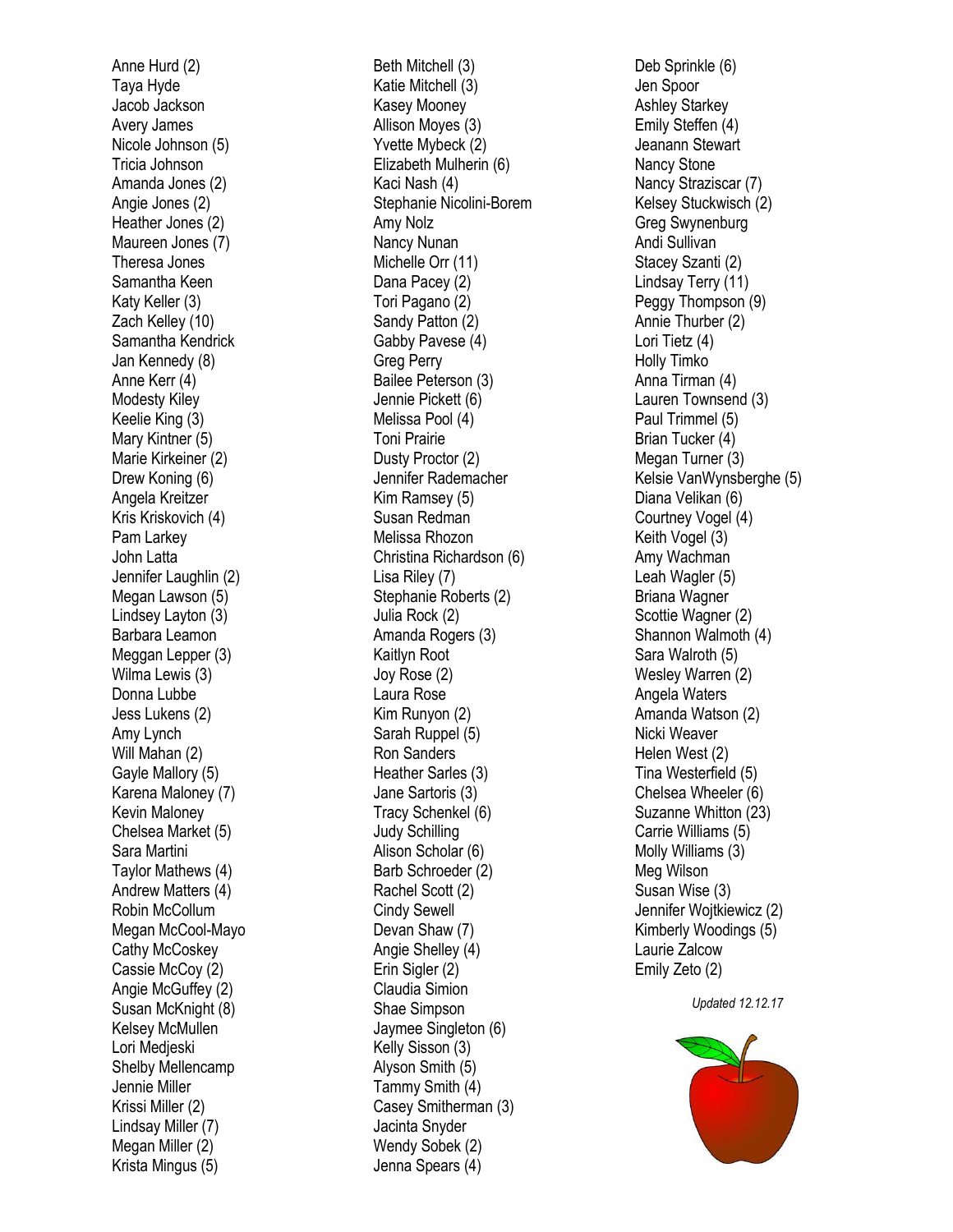Anne Hurd (2)
Taya Hyde
Jacob Jackson
Avery James
Nicole Johnson (5)
Tricia Johnson
Amanda Jones (2)
Angie Jones (2)
Heather Jones (2)
Maureen Jones (7)
Theresa Jones
Samantha Keen
Katy Keller (3)
Zach Kelley (10)
Samantha Kendrick
Jan Kennedy (8)
Anne Kerr (4)
Modesty Kiley
Keelie King (3)
Mary Kintner (5)
Marie Kirkeiner (2)
Drew Koning (6)
Angela Kreitzer
Kris Kriskovich (4)
Pam Larkey
John Latta
Jennifer Laughlin (2)
Megan Lawson (5)
Lindsey Layton (3)
Barbara Leamon
Meggan Lepper (3)
Wilma Lewis (3)
Donna Lubbe
Jess Lukens (2)
Amy Lynch
Will Mahan (2)
Gayle Mallory (5)
Karena Maloney (7)
Kevin Maloney
Chelsea Market (5)
Sara Martini
Taylor Mathews (4)
Andrew Matters (4)
Robin McCollum
Megan McCool-Mayo
Cathy McCoskey
Cassie McCoy (2)
Angie McGuffey (2)
Susan McKnight (8)
Kelsey McMullen
Lori Medjeski
Shelby Mellencamp
Jennie Miller
Krissi Miller (2)
Lindsay Miller (7)
Megan Miller (2)
Krista Mingus (5)

Beth Mitchell (3)
Katie Mitchell (3)
Kasey Mooney
Allison Moyes (3)
Yvette Mybeck (2)
Elizabeth Mulherin (6)
Kaci Nash (4)
Stephanie Nicolini-Borem
Amy Nolz
Nancy Nunan
Michelle Orr (11)
Dana Pacey (2)
Tori Pagano (2)
Sandy Patton (2)
Gabby Pavese (4)
Greg Perry
Bailee Peterson (3)
Jennie Pickett (6)
Melissa Pool (4)
Toni Prairie
Dusty Proctor (2)
Jennifer Rademacher
Kim Ramsey (5)
Susan Redman
Melissa Rhozon
Christina Richardson (6)
Lisa Riley (7)
Stephanie Roberts (2)
Julia Rock (2)
Amanda Rogers (3)
Kaitlyn Root
Joy Rose (2)
Laura Rose
Kim Runyon (2)
Sarah Ruppel (5)
Ron Sanders
Heather Sarles (3)
Jane Sartoris (3)
Tracy Schenkel (6)
Judy Schilling
Alison Scholar (6)
Barb Schroeder (2)
Rachel Scott (2)
Cindy Sewell
Devan Shaw (7)
Angie Shelley (4)
Erin Sigler (2)
Claudia Simion
Shae Simpson
Jaymee Singleton (6)
Kelly Sisson (3)
Alyson Smith (5)
Tammy Smith (4)
Casey Smitherman (3)
Jacinta Snyder
Wendy Sobek (2)
Jenna Spears (4)

Deb Sprinkle (6)
Jen Spoor
Ashley Starkey
Emily Steffen (4)
Jeanann Stewart
Nancy Stone
Nancy Straziscar (7)
Kelsey Stuckwisch (2)
Greg Swynenburg
Andi Sullivan
Stacey Szanti (2)
Lindsay Terry (11)
Peggy Thompson (9)
Annie Thurber (2)
Lori Tietz (4)
Holly Timko
Anna Tirman (4)
Lauren Townsend (3)
Paul Trimmel (5)
Brian Tucker (4)
Megan Turner (3)
Kelsie VanWynsberghe (5)
Diana Velikan (6)
Courtney Vogel (4)
Keith Vogel (3)
Amy Wachman
Leah Wagler (5)
Briana Wagner
Scottie Wagner (2)
Shannon Walmoth (4)
Sara Walroth (5)
Wesley Warren (2)
Angela Waters
Amanda Watson (2)
Nicki Weaver
Helen West (2)
Tina Westerfield (5)
Chelsea Wheeler (6)
Suzanne Whitton (23)
Carrie Williams (5)
Molly Williams (3)
Meg Wilson
Susan Wise (3)
Jennifer Wojtkiewicz (2)
Kimberly Woodings (5)
Laurie Zalcow
Emily Zeto (2)

*Updated 12.12.17*